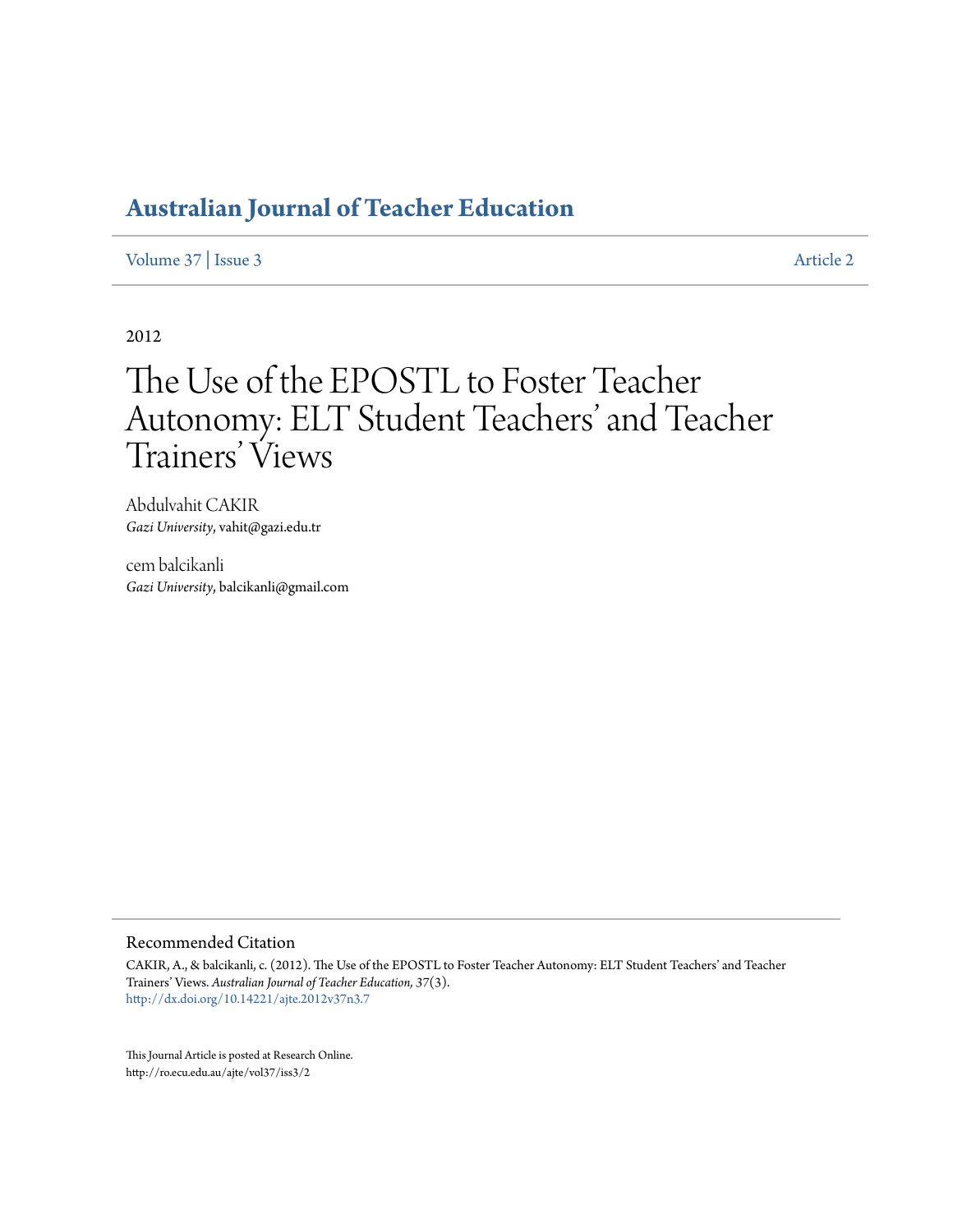# Australian Journal of Teacher Education

Volume 37 | Issue 3 Article 2

2012

# The Use of the EPOSTL to Foster Teacher Autonomy: ELT Student Teachers' and Teacher Trainers' Views

Abdulvahit CAKIR
*Gazi University*, vahit@gazi.edu.tr

cem balcikanli
*Gazi University*, balcikanli@gmail.com

## Recommended Citation

CAKIR, A., & balcikanli, c. (2012). The Use of the EPOSTL to Foster Teacher Autonomy: ELT Student Teachers' and Teacher Trainers' Views. *Australian Journal of Teacher Education, 37*(3).
http://dx.doi.org/10.14221/ajte.2012v37n3.7

This Journal Article is posted at Research Online.
http://ro.ecu.edu.au/ajte/vol37/iss3/2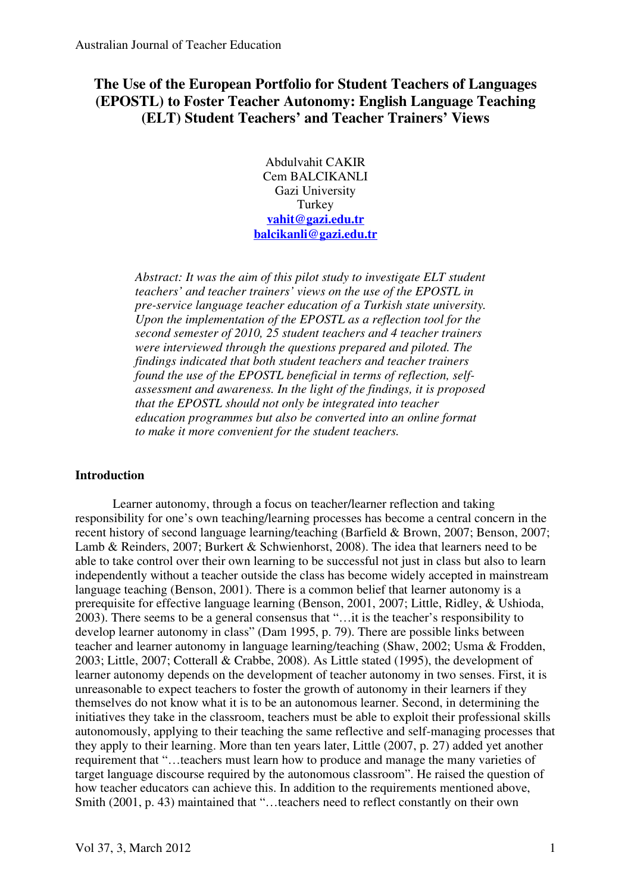# The Use of the European Portfolio for Student Teachers of Languages (EPOSTL) to Foster Teacher Autonomy: English Language Teaching (ELT) Student Teachers' and Teacher Trainers' Views

Abdulvahit CAKIR
Cem BALCIKANLI
Gazi University
Turkey
vahit@gazi.edu.tr
balcikanli@gazi.edu.tr

*Abstract: It was the aim of this pilot study to investigate ELT student teachers' and teacher trainers' views on the use of the EPOSTL in pre-service language teacher education of a Turkish state university. Upon the implementation of the EPOSTL as a reflection tool for the second semester of 2010, 25 student teachers and 4 teacher trainers were interviewed through the questions prepared and piloted. The findings indicated that both student teachers and teacher trainers found the use of the EPOSTL beneficial in terms of reflection, self-assessment and awareness. In the light of the findings, it is proposed that the EPOSTL should not only be integrated into teacher education programmes but also be converted into an online format to make it more convenient for the student teachers.*

## Introduction

Learner autonomy, through a focus on teacher/learner reflection and taking responsibility for one's own teaching/learning processes has become a central concern in the recent history of second language learning/teaching (Barfield & Brown, 2007; Benson, 2007; Lamb & Reinders, 2007; Burkert & Schwienhorst, 2008). The idea that learners need to be able to take control over their own learning to be successful not just in class but also to learn independently without a teacher outside the class has become widely accepted in mainstream language teaching (Benson, 2001). There is a common belief that learner autonomy is a prerequisite for effective language learning (Benson, 2001, 2007; Little, Ridley, & Ushioda, 2003). There seems to be a general consensus that "…it is the teacher's responsibility to develop learner autonomy in class" (Dam 1995, p. 79). There are possible links between teacher and learner autonomy in language learning/teaching (Shaw, 2002; Usma & Frodden, 2003; Little, 2007; Cotterall & Crabbe, 2008). As Little stated (1995), the development of learner autonomy depends on the development of teacher autonomy in two senses. First, it is unreasonable to expect teachers to foster the growth of autonomy in their learners if they themselves do not know what it is to be an autonomous learner. Second, in determining the initiatives they take in the classroom, teachers must be able to exploit their professional skills autonomously, applying to their teaching the same reflective and self-managing processes that they apply to their learning. More than ten years later, Little (2007, p. 27) added yet another requirement that "…teachers must learn how to produce and manage the many varieties of target language discourse required by the autonomous classroom". He raised the question of how teacher educators can achieve this. In addition to the requirements mentioned above, Smith (2001, p. 43) maintained that "…teachers need to reflect constantly on their own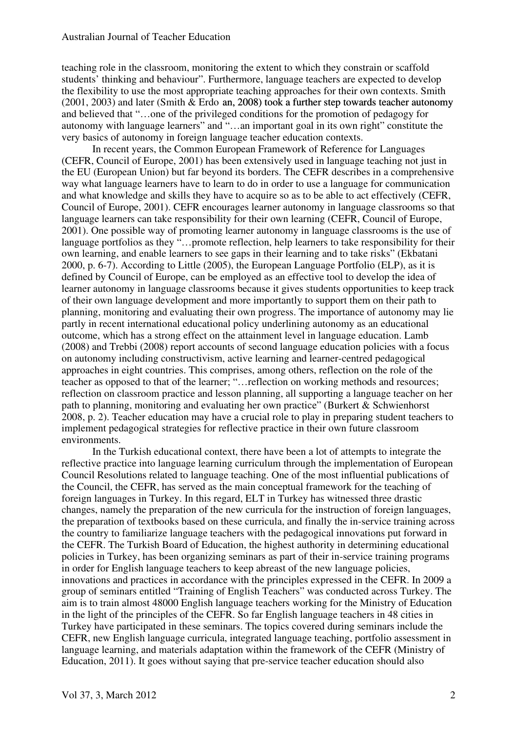teaching role in the classroom, monitoring the extent to which they constrain or scaffold students' thinking and behaviour". Furthermore, language teachers are expected to develop the flexibility to use the most appropriate teaching approaches for their own contexts. Smith (2001, 2003) and later (Smith & Erdo an, 2008) took a further step towards teacher autonomy and believed that "…one of the privileged conditions for the promotion of pedagogy for autonomy with language learners" and "…an important goal in its own right" constitute the very basics of autonomy in foreign language teacher education contexts.

In recent years, the Common European Framework of Reference for Languages (CEFR, Council of Europe, 2001) has been extensively used in language teaching not just in the EU (European Union) but far beyond its borders. The CEFR describes in a comprehensive way what language learners have to learn to do in order to use a language for communication and what knowledge and skills they have to acquire so as to be able to act effectively (CEFR, Council of Europe, 2001). CEFR encourages learner autonomy in language classrooms so that language learners can take responsibility for their own learning (CEFR, Council of Europe, 2001). One possible way of promoting learner autonomy in language classrooms is the use of language portfolios as they "…promote reflection, help learners to take responsibility for their own learning, and enable learners to see gaps in their learning and to take risks" (Ekbatani 2000, p. 6-7). According to Little (2005), the European Language Portfolio (ELP), as it is defined by Council of Europe, can be employed as an effective tool to develop the idea of learner autonomy in language classrooms because it gives students opportunities to keep track of their own language development and more importantly to support them on their path to planning, monitoring and evaluating their own progress. The importance of autonomy may lie partly in recent international educational policy underlining autonomy as an educational outcome, which has a strong effect on the attainment level in language education. Lamb (2008) and Trebbi (2008) report accounts of second language education policies with a focus on autonomy including constructivism, active learning and learner-centred pedagogical approaches in eight countries. This comprises, among others, reflection on the role of the teacher as opposed to that of the learner; "…reflection on working methods and resources; reflection on classroom practice and lesson planning, all supporting a language teacher on her path to planning, monitoring and evaluating her own practice" (Burkert & Schwienhorst 2008, p. 2). Teacher education may have a crucial role to play in preparing student teachers to implement pedagogical strategies for reflective practice in their own future classroom environments.

In the Turkish educational context, there have been a lot of attempts to integrate the reflective practice into language learning curriculum through the implementation of European Council Resolutions related to language teaching. One of the most influential publications of the Council, the CEFR, has served as the main conceptual framework for the teaching of foreign languages in Turkey. In this regard, ELT in Turkey has witnessed three drastic changes, namely the preparation of the new curricula for the instruction of foreign languages, the preparation of textbooks based on these curricula, and finally the in-service training across the country to familiarize language teachers with the pedagogical innovations put forward in the CEFR. The Turkish Board of Education, the highest authority in determining educational policies in Turkey, has been organizing seminars as part of their in-service training programs in order for English language teachers to keep abreast of the new language policies, innovations and practices in accordance with the principles expressed in the CEFR. In 2009 a group of seminars entitled "Training of English Teachers" was conducted across Turkey. The aim is to train almost 48000 English language teachers working for the Ministry of Education in the light of the principles of the CEFR. So far English language teachers in 48 cities in Turkey have participated in these seminars. The topics covered during seminars include the CEFR, new English language curricula, integrated language teaching, portfolio assessment in language learning, and materials adaptation within the framework of the CEFR (Ministry of Education, 2011). It goes without saying that pre-service teacher education should also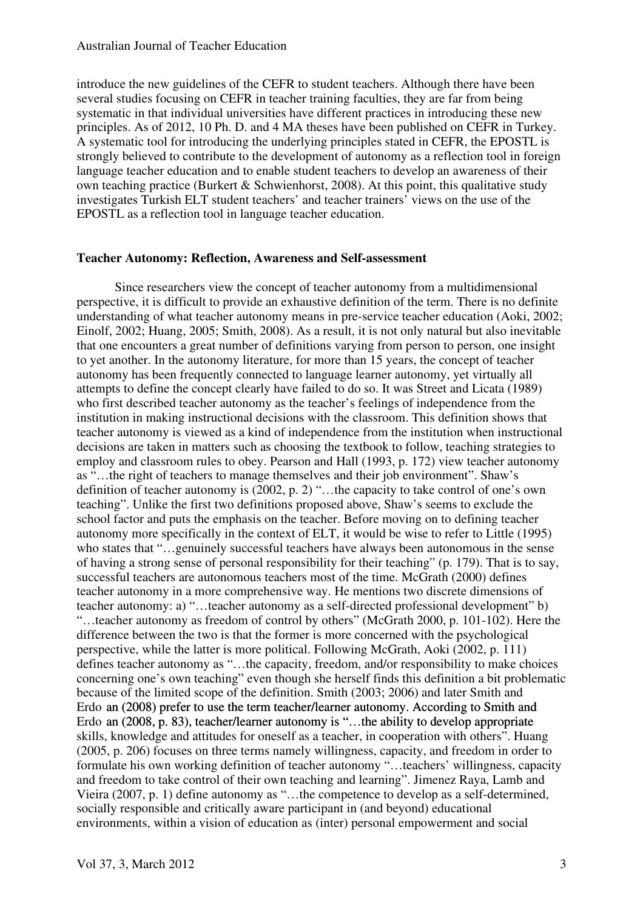introduce the new guidelines of the CEFR to student teachers. Although there have been several studies focusing on CEFR in teacher training faculties, they are far from being systematic in that individual universities have different practices in introducing these new principles. As of 2012, 10 Ph. D. and 4 MA theses have been published on CEFR in Turkey. A systematic tool for introducing the underlying principles stated in CEFR, the EPOSTL is strongly believed to contribute to the development of autonomy as a reflection tool in foreign language teacher education and to enable student teachers to develop an awareness of their own teaching practice (Burkert & Schwienhorst, 2008). At this point, this qualitative study investigates Turkish ELT student teachers' and teacher trainers' views on the use of the EPOSTL as a reflection tool in language teacher education.

## Teacher Autonomy: Reflection, Awareness and Self-assessment

Since researchers view the concept of teacher autonomy from a multidimensional perspective, it is difficult to provide an exhaustive definition of the term. There is no definite understanding of what teacher autonomy means in pre-service teacher education (Aoki, 2002; Einolf, 2002; Huang, 2005; Smith, 2008). As a result, it is not only natural but also inevitable that one encounters a great number of definitions varying from person to person, one insight to yet another. In the autonomy literature, for more than 15 years, the concept of teacher autonomy has been frequently connected to language learner autonomy, yet virtually all attempts to define the concept clearly have failed to do so. It was Street and Licata (1989) who first described teacher autonomy as the teacher's feelings of independence from the institution in making instructional decisions with the classroom. This definition shows that teacher autonomy is viewed as a kind of independence from the institution when instructional decisions are taken in matters such as choosing the textbook to follow, teaching strategies to employ and classroom rules to obey. Pearson and Hall (1993, p. 172) view teacher autonomy as "…the right of teachers to manage themselves and their job environment". Shaw's definition of teacher autonomy is (2002, p. 2) "…the capacity to take control of one's own teaching". Unlike the first two definitions proposed above, Shaw's seems to exclude the school factor and puts the emphasis on the teacher. Before moving on to defining teacher autonomy more specifically in the context of ELT, it would be wise to refer to Little (1995) who states that "…genuinely successful teachers have always been autonomous in the sense of having a strong sense of personal responsibility for their teaching" (p. 179). That is to say, successful teachers are autonomous teachers most of the time. McGrath (2000) defines teacher autonomy in a more comprehensive way. He mentions two discrete dimensions of teacher autonomy: a) "…teacher autonomy as a self-directed professional development" b) "…teacher autonomy as freedom of control by others" (McGrath 2000, p. 101-102). Here the difference between the two is that the former is more concerned with the psychological perspective, while the latter is more political. Following McGrath, Aoki (2002, p. 111) defines teacher autonomy as "…the capacity, freedom, and/or responsibility to make choices concerning one's own teaching" even though she herself finds this definition a bit problematic because of the limited scope of the definition. Smith (2003; 2006) and later Smith and Erdo an (2008) prefer to use the term teacher/learner autonomy. According to Smith and Erdo an (2008, p. 83), teacher/learner autonomy is "…the ability to develop appropriate skills, knowledge and attitudes for oneself as a teacher, in cooperation with others". Huang (2005, p. 206) focuses on three terms namely willingness, capacity, and freedom in order to formulate his own working definition of teacher autonomy "…teachers' willingness, capacity and freedom to take control of their own teaching and learning". Jimenez Raya, Lamb and Vieira (2007, p. 1) define autonomy as "…the competence to develop as a self-determined, socially responsible and critically aware participant in (and beyond) educational environments, within a vision of education as (inter) personal empowerment and social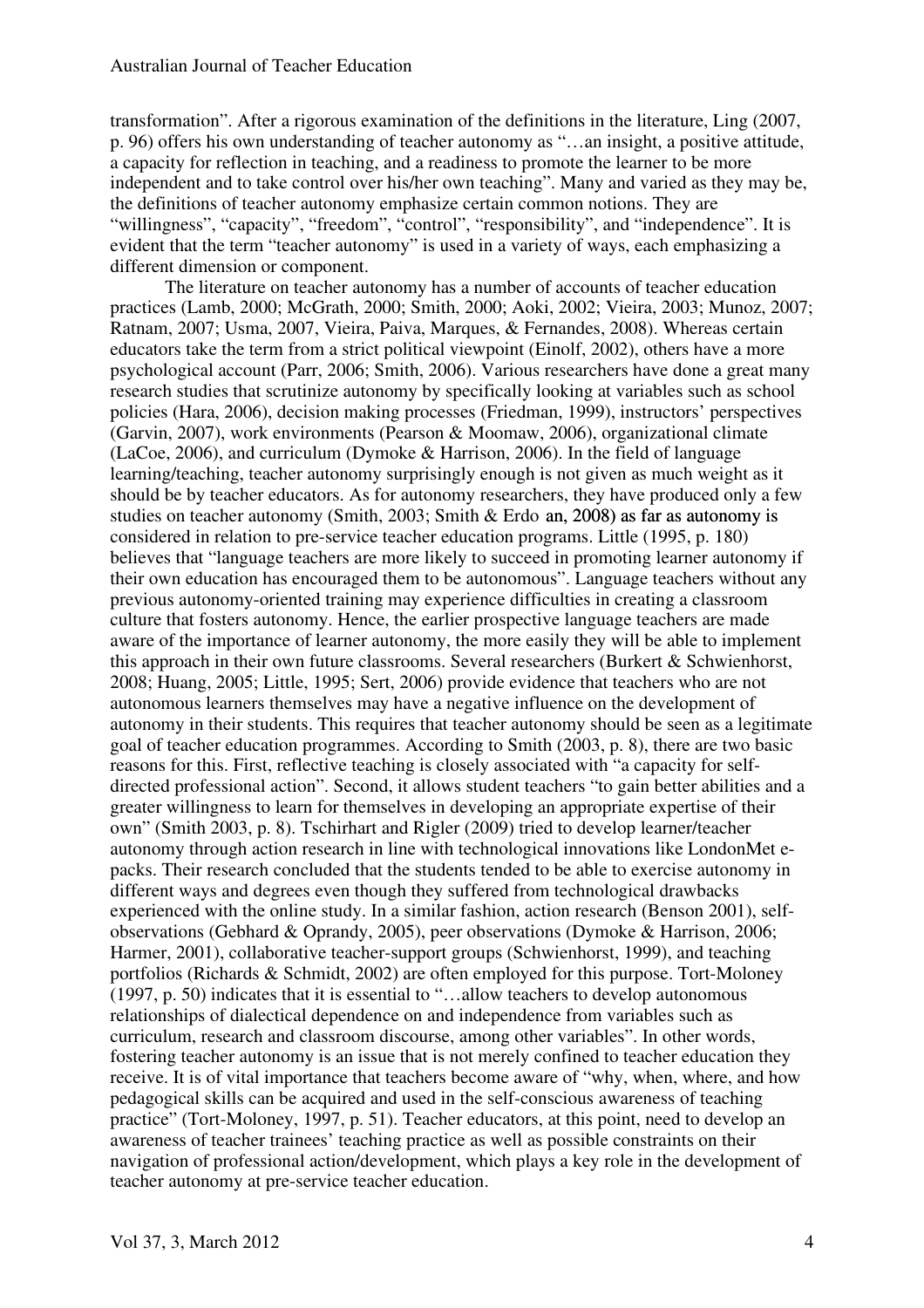transformation". After a rigorous examination of the definitions in the literature, Ling (2007, p. 96) offers his own understanding of teacher autonomy as "…an insight, a positive attitude, a capacity for reflection in teaching, and a readiness to promote the learner to be more independent and to take control over his/her own teaching". Many and varied as they may be, the definitions of teacher autonomy emphasize certain common notions. They are "willingness", "capacity", "freedom", "control", "responsibility", and "independence". It is evident that the term "teacher autonomy" is used in a variety of ways, each emphasizing a different dimension or component.

The literature on teacher autonomy has a number of accounts of teacher education practices (Lamb, 2000; McGrath, 2000; Smith, 2000; Aoki, 2002; Vieira, 2003; Munoz, 2007; Ratnam, 2007; Usma, 2007, Vieira, Paiva, Marques, & Fernandes, 2008). Whereas certain educators take the term from a strict political viewpoint (Einolf, 2002), others have a more psychological account (Parr, 2006; Smith, 2006). Various researchers have done a great many research studies that scrutinize autonomy by specifically looking at variables such as school policies (Hara, 2006), decision making processes (Friedman, 1999), instructors' perspectives (Garvin, 2007), work environments (Pearson & Moomaw, 2006), organizational climate (LaCoe, 2006), and curriculum (Dymoke & Harrison, 2006). In the field of language learning/teaching, teacher autonomy surprisingly enough is not given as much weight as it should be by teacher educators. As for autonomy researchers, they have produced only a few studies on teacher autonomy (Smith, 2003; Smith & Erdo an, 2008) as far as autonomy is considered in relation to pre-service teacher education programs. Little (1995, p. 180) believes that "language teachers are more likely to succeed in promoting learner autonomy if their own education has encouraged them to be autonomous". Language teachers without any previous autonomy-oriented training may experience difficulties in creating a classroom culture that fosters autonomy. Hence, the earlier prospective language teachers are made aware of the importance of learner autonomy, the more easily they will be able to implement this approach in their own future classrooms. Several researchers (Burkert & Schwienhorst, 2008; Huang, 2005; Little, 1995; Sert, 2006) provide evidence that teachers who are not autonomous learners themselves may have a negative influence on the development of autonomy in their students. This requires that teacher autonomy should be seen as a legitimate goal of teacher education programmes. According to Smith (2003, p. 8), there are two basic reasons for this. First, reflective teaching is closely associated with "a capacity for self-directed professional action". Second, it allows student teachers "to gain better abilities and a greater willingness to learn for themselves in developing an appropriate expertise of their own" (Smith 2003, p. 8). Tschirhart and Rigler (2009) tried to develop learner/teacher autonomy through action research in line with technological innovations like LondonMet e-packs. Their research concluded that the students tended to be able to exercise autonomy in different ways and degrees even though they suffered from technological drawbacks experienced with the online study. In a similar fashion, action research (Benson 2001), self-observations (Gebhard & Oprandy, 2005), peer observations (Dymoke & Harrison, 2006; Harmer, 2001), collaborative teacher-support groups (Schwienhorst, 1999), and teaching portfolios (Richards & Schmidt, 2002) are often employed for this purpose. Tort-Moloney (1997, p. 50) indicates that it is essential to "…allow teachers to develop autonomous relationships of dialectical dependence on and independence from variables such as curriculum, research and classroom discourse, among other variables". In other words, fostering teacher autonomy is an issue that is not merely confined to teacher education they receive. It is of vital importance that teachers become aware of "why, when, where, and how pedagogical skills can be acquired and used in the self-conscious awareness of teaching practice" (Tort-Moloney, 1997, p. 51). Teacher educators, at this point, need to develop an awareness of teacher trainees' teaching practice as well as possible constraints on their navigation of professional action/development, which plays a key role in the development of teacher autonomy at pre-service teacher education.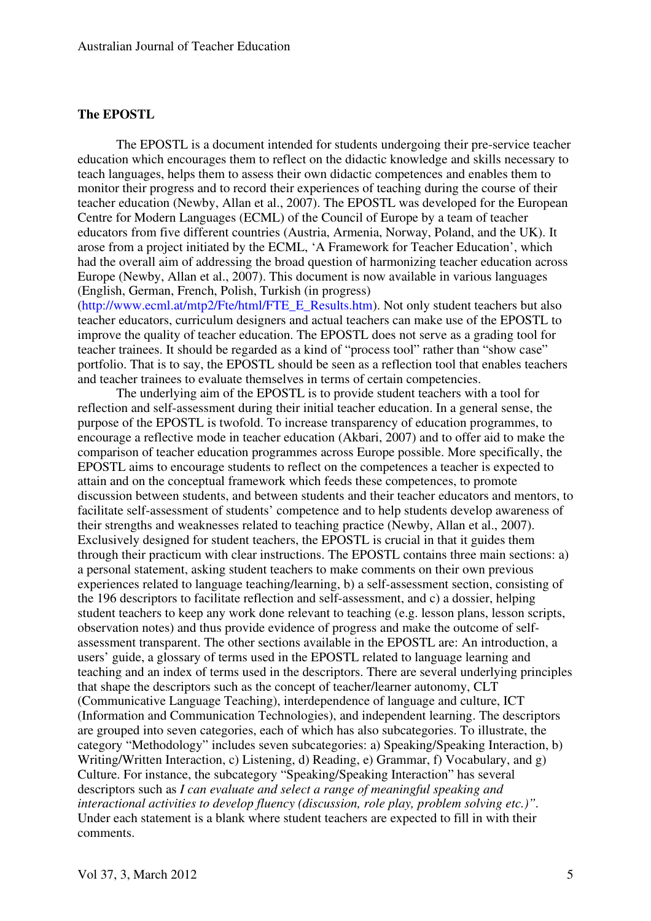## The EPOSTL

The EPOSTL is a document intended for students undergoing their pre-service teacher education which encourages them to reflect on the didactic knowledge and skills necessary to teach languages, helps them to assess their own didactic competences and enables them to monitor their progress and to record their experiences of teaching during the course of their teacher education (Newby, Allan et al., 2007). The EPOSTL was developed for the European Centre for Modern Languages (ECML) of the Council of Europe by a team of teacher educators from five different countries (Austria, Armenia, Norway, Poland, and the UK). It arose from a project initiated by the ECML, 'A Framework for Teacher Education', which had the overall aim of addressing the broad question of harmonizing teacher education across Europe (Newby, Allan et al., 2007). This document is now available in various languages (English, German, French, Polish, Turkish (in progress) (http://www.ecml.at/mtp2/Fte/html/FTE_E_Results.htm). Not only student teachers but also teacher educators, curriculum designers and actual teachers can make use of the EPOSTL to improve the quality of teacher education. The EPOSTL does not serve as a grading tool for teacher trainees. It should be regarded as a kind of "process tool" rather than "show case" portfolio. That is to say, the EPOSTL should be seen as a reflection tool that enables teachers and teacher trainees to evaluate themselves in terms of certain competencies.

The underlying aim of the EPOSTL is to provide student teachers with a tool for reflection and self-assessment during their initial teacher education. In a general sense, the purpose of the EPOSTL is twofold. To increase transparency of education programmes, to encourage a reflective mode in teacher education (Akbari, 2007) and to offer aid to make the comparison of teacher education programmes across Europe possible. More specifically, the EPOSTL aims to encourage students to reflect on the competences a teacher is expected to attain and on the conceptual framework which feeds these competences, to promote discussion between students, and between students and their teacher educators and mentors, to facilitate self-assessment of students' competence and to help students develop awareness of their strengths and weaknesses related to teaching practice (Newby, Allan et al., 2007). Exclusively designed for student teachers, the EPOSTL is crucial in that it guides them through their practicum with clear instructions. The EPOSTL contains three main sections: a) a personal statement, asking student teachers to make comments on their own previous experiences related to language teaching/learning, b) a self-assessment section, consisting of the 196 descriptors to facilitate reflection and self-assessment, and c) a dossier, helping student teachers to keep any work done relevant to teaching (e.g. lesson plans, lesson scripts, observation notes) and thus provide evidence of progress and make the outcome of self-assessment transparent. The other sections available in the EPOSTL are: An introduction, a users' guide, a glossary of terms used in the EPOSTL related to language learning and teaching and an index of terms used in the descriptors. There are several underlying principles that shape the descriptors such as the concept of teacher/learner autonomy, CLT (Communicative Language Teaching), interdependence of language and culture, ICT (Information and Communication Technologies), and independent learning. The descriptors are grouped into seven categories, each of which has also subcategories. To illustrate, the category "Methodology" includes seven subcategories: a) Speaking/Speaking Interaction, b) Writing/Written Interaction, c) Listening, d) Reading, e) Grammar, f) Vocabulary, and g) Culture. For instance, the subcategory "Speaking/Speaking Interaction" has several descriptors such as *I can evaluate and select a range of meaningful speaking and interactional activities to develop fluency (discussion, role play, problem solving etc.)"*. Under each statement is a blank where student teachers are expected to fill in with their comments.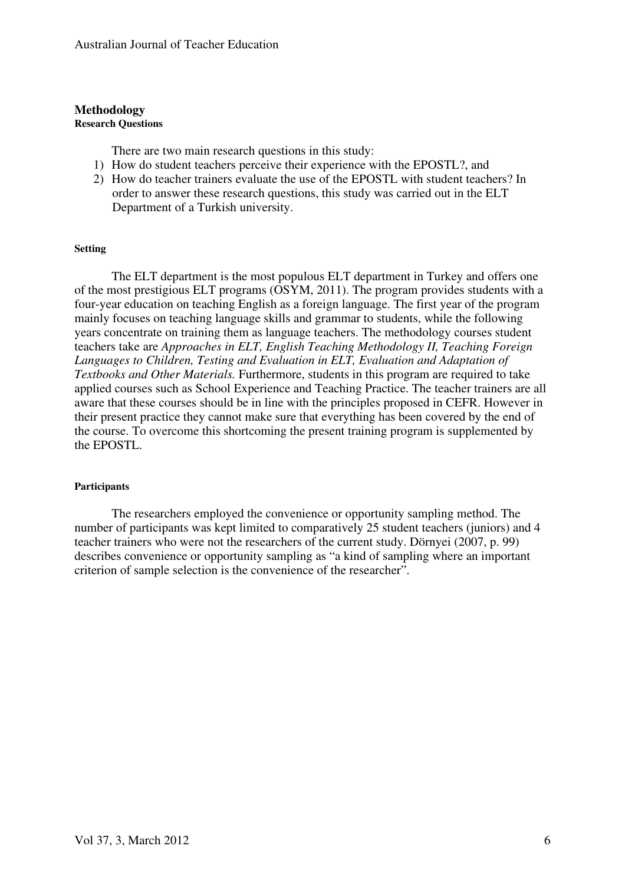## Methodology

### Research Questions

There are two main research questions in this study:

1) How do student teachers perceive their experience with the EPOSTL?, and
2) How do teacher trainers evaluate the use of the EPOSTL with student teachers? In order to answer these research questions, this study was carried out in the ELT Department of a Turkish university.

### Setting

The ELT department is the most populous ELT department in Turkey and offers one of the most prestigious ELT programs (OSYM, 2011). The program provides students with a four-year education on teaching English as a foreign language. The first year of the program mainly focuses on teaching language skills and grammar to students, while the following years concentrate on training them as language teachers. The methodology courses student teachers take are *Approaches in ELT, English Teaching Methodology II, Teaching Foreign Languages to Children, Testing and Evaluation in ELT, Evaluation and Adaptation of Textbooks and Other Materials.* Furthermore, students in this program are required to take applied courses such as School Experience and Teaching Practice. The teacher trainers are all aware that these courses should be in line with the principles proposed in CEFR. However in their present practice they cannot make sure that everything has been covered by the end of the course. To overcome this shortcoming the present training program is supplemented by the EPOSTL.

### Participants

The researchers employed the convenience or opportunity sampling method. The number of participants was kept limited to comparatively 25 student teachers (juniors) and 4 teacher trainers who were not the researchers of the current study. Dörnyei (2007, p. 99) describes convenience or opportunity sampling as "a kind of sampling where an important criterion of sample selection is the convenience of the researcher".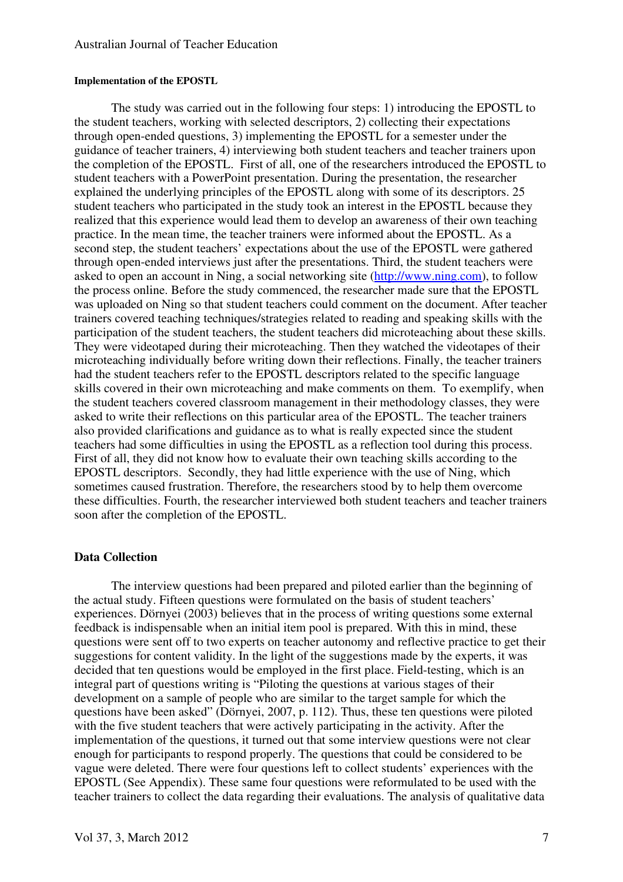#### Implementation of the EPOSTL

The study was carried out in the following four steps: 1) introducing the EPOSTL to the student teachers, working with selected descriptors, 2) collecting their expectations through open-ended questions, 3) implementing the EPOSTL for a semester under the guidance of teacher trainers, 4) interviewing both student teachers and teacher trainers upon the completion of the EPOSTL. First of all, one of the researchers introduced the EPOSTL to student teachers with a PowerPoint presentation. During the presentation, the researcher explained the underlying principles of the EPOSTL along with some of its descriptors. 25 student teachers who participated in the study took an interest in the EPOSTL because they realized that this experience would lead them to develop an awareness of their own teaching practice. In the mean time, the teacher trainers were informed about the EPOSTL. As a second step, the student teachers' expectations about the use of the EPOSTL were gathered through open-ended interviews just after the presentations. Third, the student teachers were asked to open an account in Ning, a social networking site (http://www.ning.com), to follow the process online. Before the study commenced, the researcher made sure that the EPOSTL was uploaded on Ning so that student teachers could comment on the document. After teacher trainers covered teaching techniques/strategies related to reading and speaking skills with the participation of the student teachers, the student teachers did microteaching about these skills. They were videotaped during their microteaching. Then they watched the videotapes of their microteaching individually before writing down their reflections. Finally, the teacher trainers had the student teachers refer to the EPOSTL descriptors related to the specific language skills covered in their own microteaching and make comments on them. To exemplify, when the student teachers covered classroom management in their methodology classes, they were asked to write their reflections on this particular area of the EPOSTL. The teacher trainers also provided clarifications and guidance as to what is really expected since the student teachers had some difficulties in using the EPOSTL as a reflection tool during this process. First of all, they did not know how to evaluate their own teaching skills according to the EPOSTL descriptors. Secondly, they had little experience with the use of Ning, which sometimes caused frustration. Therefore, the researchers stood by to help them overcome these difficulties. Fourth, the researcher interviewed both student teachers and teacher trainers soon after the completion of the EPOSTL.

### Data Collection

The interview questions had been prepared and piloted earlier than the beginning of the actual study. Fifteen questions were formulated on the basis of student teachers' experiences. Dörnyei (2003) believes that in the process of writing questions some external feedback is indispensable when an initial item pool is prepared. With this in mind, these questions were sent off to two experts on teacher autonomy and reflective practice to get their suggestions for content validity. In the light of the suggestions made by the experts, it was decided that ten questions would be employed in the first place. Field-testing, which is an integral part of questions writing is "Piloting the questions at various stages of their development on a sample of people who are similar to the target sample for which the questions have been asked" (Dörnyei, 2007, p. 112). Thus, these ten questions were piloted with the five student teachers that were actively participating in the activity. After the implementation of the questions, it turned out that some interview questions were not clear enough for participants to respond properly. The questions that could be considered to be vague were deleted. There were four questions left to collect students' experiences with the EPOSTL (See Appendix). These same four questions were reformulated to be used with the teacher trainers to collect the data regarding their evaluations. The analysis of qualitative data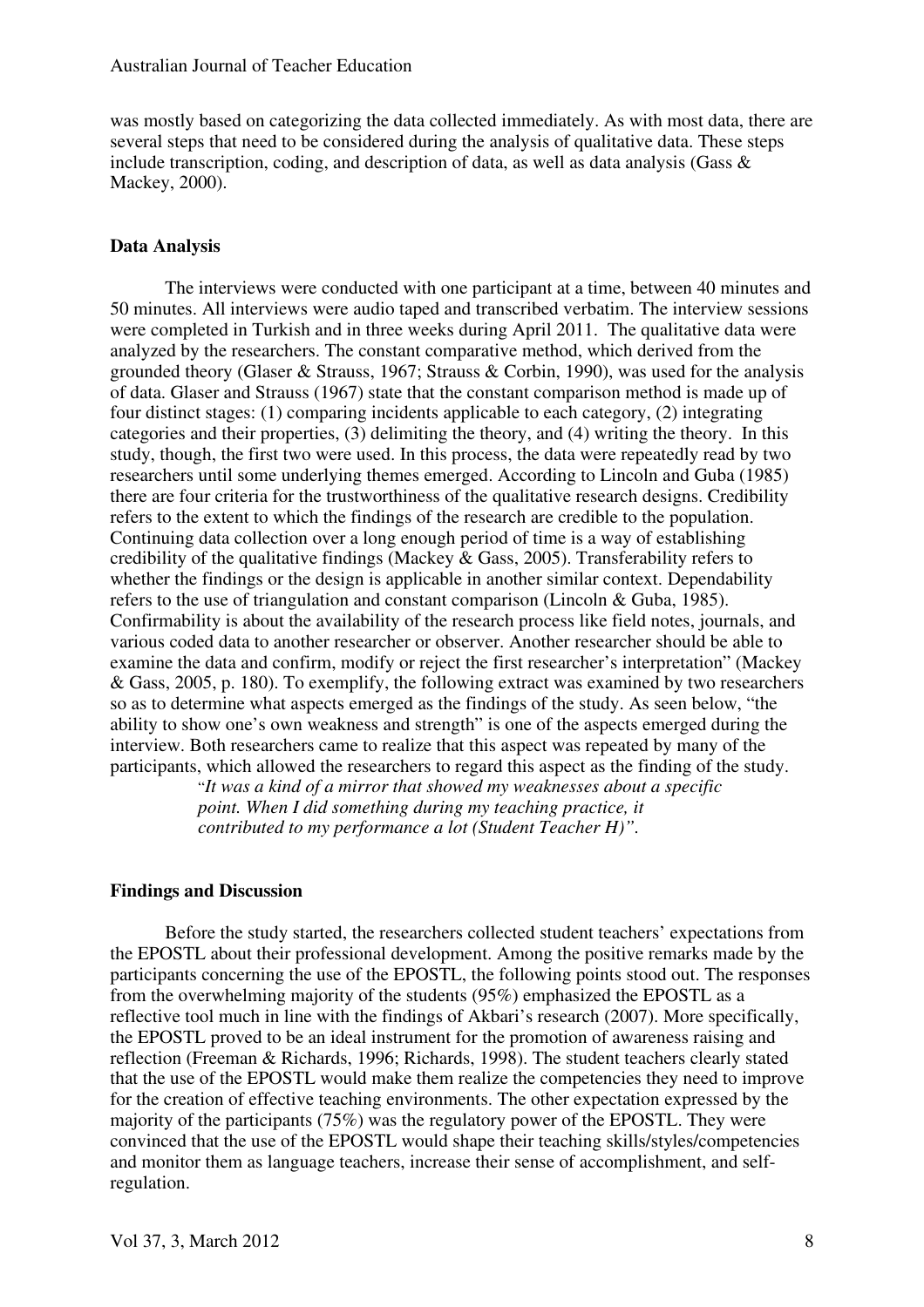was mostly based on categorizing the data collected immediately. As with most data, there are several steps that need to be considered during the analysis of qualitative data. These steps include transcription, coding, and description of data, as well as data analysis (Gass & Mackey, 2000).

## Data Analysis

The interviews were conducted with one participant at a time, between 40 minutes and 50 minutes. All interviews were audio taped and transcribed verbatim. The interview sessions were completed in Turkish and in three weeks during April 2011. The qualitative data were analyzed by the researchers. The constant comparative method, which derived from the grounded theory (Glaser & Strauss, 1967; Strauss & Corbin, 1990), was used for the analysis of data. Glaser and Strauss (1967) state that the constant comparison method is made up of four distinct stages: (1) comparing incidents applicable to each category, (2) integrating categories and their properties, (3) delimiting the theory, and (4) writing the theory. In this study, though, the first two were used. In this process, the data were repeatedly read by two researchers until some underlying themes emerged. According to Lincoln and Guba (1985) there are four criteria for the trustworthiness of the qualitative research designs. Credibility refers to the extent to which the findings of the research are credible to the population. Continuing data collection over a long enough period of time is a way of establishing credibility of the qualitative findings (Mackey & Gass, 2005). Transferability refers to whether the findings or the design is applicable in another similar context. Dependability refers to the use of triangulation and constant comparison (Lincoln & Guba, 1985). Confirmability is about the availability of the research process like field notes, journals, and various coded data to another researcher or observer. Another researcher should be able to examine the data and confirm, modify or reject the first researcher's interpretation" (Mackey & Gass, 2005, p. 180). To exemplify, the following extract was examined by two researchers so as to determine what aspects emerged as the findings of the study. As seen below, "the ability to show one's own weakness and strength" is one of the aspects emerged during the interview. Both researchers came to realize that this aspect was repeated by many of the participants, which allowed the researchers to regard this aspect as the finding of the study.

> "*It was a kind of a mirror that showed my weaknesses about a specific point. When I did something during my teaching practice, it contributed to my performance a lot (Student Teacher H)"*.

## Findings and Discussion

Before the study started, the researchers collected student teachers' expectations from the EPOSTL about their professional development. Among the positive remarks made by the participants concerning the use of the EPOSTL, the following points stood out. The responses from the overwhelming majority of the students (95%) emphasized the EPOSTL as a reflective tool much in line with the findings of Akbari's research (2007). More specifically, the EPOSTL proved to be an ideal instrument for the promotion of awareness raising and reflection (Freeman & Richards, 1996; Richards, 1998). The student teachers clearly stated that the use of the EPOSTL would make them realize the competencies they need to improve for the creation of effective teaching environments. The other expectation expressed by the majority of the participants (75%) was the regulatory power of the EPOSTL. They were convinced that the use of the EPOSTL would shape their teaching skills/styles/competencies and monitor them as language teachers, increase their sense of accomplishment, and self-regulation.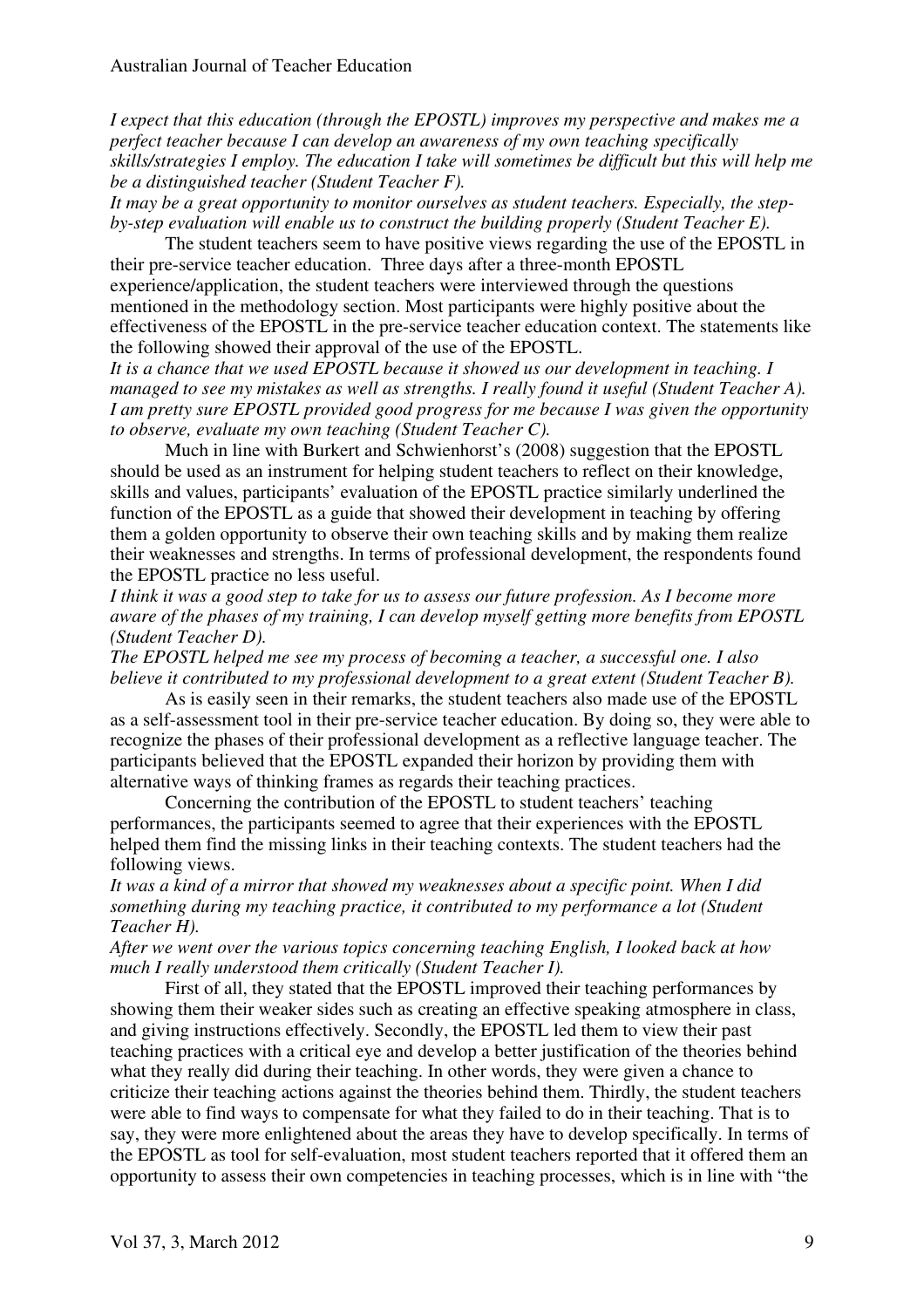*I expect that this education (through the EPOSTL) improves my perspective and makes me a perfect teacher because I can develop an awareness of my own teaching specifically skills/strategies I employ. The education I take will sometimes be difficult but this will help me be a distinguished teacher (Student Teacher F).*

*It may be a great opportunity to monitor ourselves as student teachers. Especially, the step-by-step evaluation will enable us to construct the building properly (Student Teacher E).*

The student teachers seem to have positive views regarding the use of the EPOSTL in their pre-service teacher education. Three days after a three-month EPOSTL experience/application, the student teachers were interviewed through the questions mentioned in the methodology section. Most participants were highly positive about the effectiveness of the EPOSTL in the pre-service teacher education context. The statements like the following showed their approval of the use of the EPOSTL.

*It is a chance that we used EPOSTL because it showed us our development in teaching. I managed to see my mistakes as well as strengths. I really found it useful (Student Teacher A).*

*I am pretty sure EPOSTL provided good progress for me because I was given the opportunity to observe, evaluate my own teaching (Student Teacher C).*

Much in line with Burkert and Schwienhorst's (2008) suggestion that the EPOSTL should be used as an instrument for helping student teachers to reflect on their knowledge, skills and values, participants' evaluation of the EPOSTL practice similarly underlined the function of the EPOSTL as a guide that showed their development in teaching by offering them a golden opportunity to observe their own teaching skills and by making them realize their weaknesses and strengths. In terms of professional development, the respondents found the EPOSTL practice no less useful.

*I think it was a good step to take for us to assess our future profession. As I become more aware of the phases of my training, I can develop myself getting more benefits from EPOSTL (Student Teacher D).*

*The EPOSTL helped me see my process of becoming a teacher, a successful one. I also believe it contributed to my professional development to a great extent (Student Teacher B).*

As is easily seen in their remarks, the student teachers also made use of the EPOSTL as a self-assessment tool in their pre-service teacher education. By doing so, they were able to recognize the phases of their professional development as a reflective language teacher. The participants believed that the EPOSTL expanded their horizon by providing them with alternative ways of thinking frames as regards their teaching practices.

Concerning the contribution of the EPOSTL to student teachers' teaching performances, the participants seemed to agree that their experiences with the EPOSTL helped them find the missing links in their teaching contexts. The student teachers had the following views.

*It was a kind of a mirror that showed my weaknesses about a specific point. When I did something during my teaching practice, it contributed to my performance a lot (Student Teacher H).*

*After we went over the various topics concerning teaching English, I looked back at how much I really understood them critically (Student Teacher I).*

First of all, they stated that the EPOSTL improved their teaching performances by showing them their weaker sides such as creating an effective speaking atmosphere in class, and giving instructions effectively. Secondly, the EPOSTL led them to view their past teaching practices with a critical eye and develop a better justification of the theories behind what they really did during their teaching. In other words, they were given a chance to criticize their teaching actions against the theories behind them. Thirdly, the student teachers were able to find ways to compensate for what they failed to do in their teaching. That is to say, they were more enlightened about the areas they have to develop specifically. In terms of the EPOSTL as tool for self-evaluation, most student teachers reported that it offered them an opportunity to assess their own competencies in teaching processes, which is in line with "the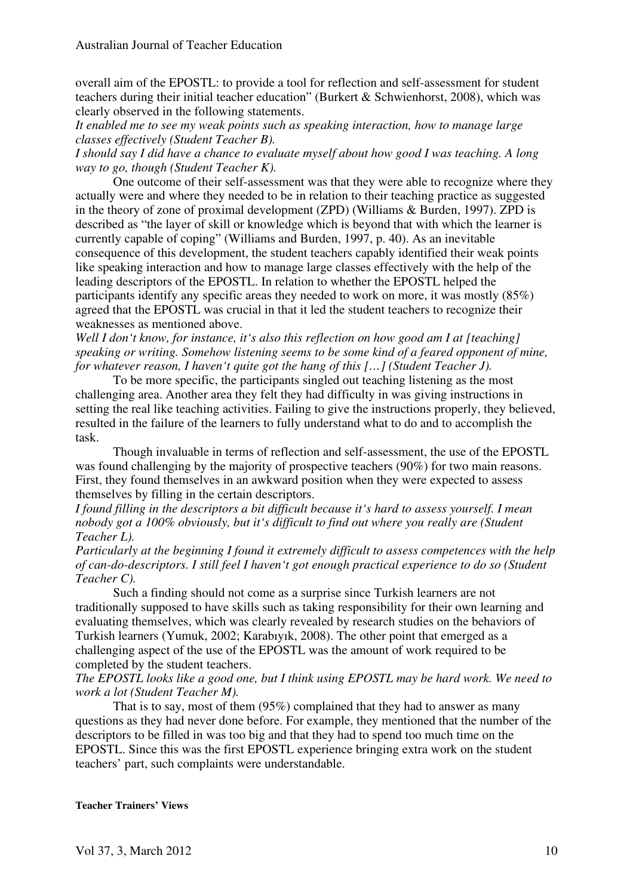overall aim of the EPOSTL: to provide a tool for reflection and self-assessment for student teachers during their initial teacher education" (Burkert & Schwienhorst, 2008), which was clearly observed in the following statements.

*It enabled me to see my weak points such as speaking interaction, how to manage large classes effectively (Student Teacher B).*

*I should say I did have a chance to evaluate myself about how good I was teaching. A long way to go, though (Student Teacher K).*

One outcome of their self-assessment was that they were able to recognize where they actually were and where they needed to be in relation to their teaching practice as suggested in the theory of zone of proximal development (ZPD) (Williams & Burden, 1997). ZPD is described as "the layer of skill or knowledge which is beyond that with which the learner is currently capable of coping" (Williams and Burden, 1997, p. 40). As an inevitable consequence of this development, the student teachers capably identified their weak points like speaking interaction and how to manage large classes effectively with the help of the leading descriptors of the EPOSTL. In relation to whether the EPOSTL helped the participants identify any specific areas they needed to work on more, it was mostly (85%) agreed that the EPOSTL was crucial in that it led the student teachers to recognize their weaknesses as mentioned above.

*Well I don't know, for instance, it's also this reflection on how good am I at [teaching] speaking or writing. Somehow listening seems to be some kind of a feared opponent of mine, for whatever reason, I haven't quite got the hang of this […] (Student Teacher J).*

To be more specific, the participants singled out teaching listening as the most challenging area. Another area they felt they had difficulty in was giving instructions in setting the real like teaching activities. Failing to give the instructions properly, they believed, resulted in the failure of the learners to fully understand what to do and to accomplish the task.

Though invaluable in terms of reflection and self-assessment, the use of the EPOSTL was found challenging by the majority of prospective teachers (90%) for two main reasons. First, they found themselves in an awkward position when they were expected to assess themselves by filling in the certain descriptors.

*I found filling in the descriptors a bit difficult because it's hard to assess yourself. I mean nobody got a 100% obviously, but it's difficult to find out where you really are (Student Teacher L).*

*Particularly at the beginning I found it extremely difficult to assess competences with the help of can-do-descriptors. I still feel I haven't got enough practical experience to do so (Student Teacher C).*

Such a finding should not come as a surprise since Turkish learners are not traditionally supposed to have skills such as taking responsibility for their own learning and evaluating themselves, which was clearly revealed by research studies on the behaviors of Turkish learners (Yumuk, 2002; Karabıyık, 2008). The other point that emerged as a challenging aspect of the use of the EPOSTL was the amount of work required to be completed by the student teachers.

*The EPOSTL looks like a good one, but I think using EPOSTL may be hard work. We need to work a lot (Student Teacher M).*

That is to say, most of them (95%) complained that they had to answer as many questions as they had never done before. For example, they mentioned that the number of the descriptors to be filled in was too big and that they had to spend too much time on the EPOSTL. Since this was the first EPOSTL experience bringing extra work on the student teachers' part, such complaints were understandable.

#### Teacher Trainers' Views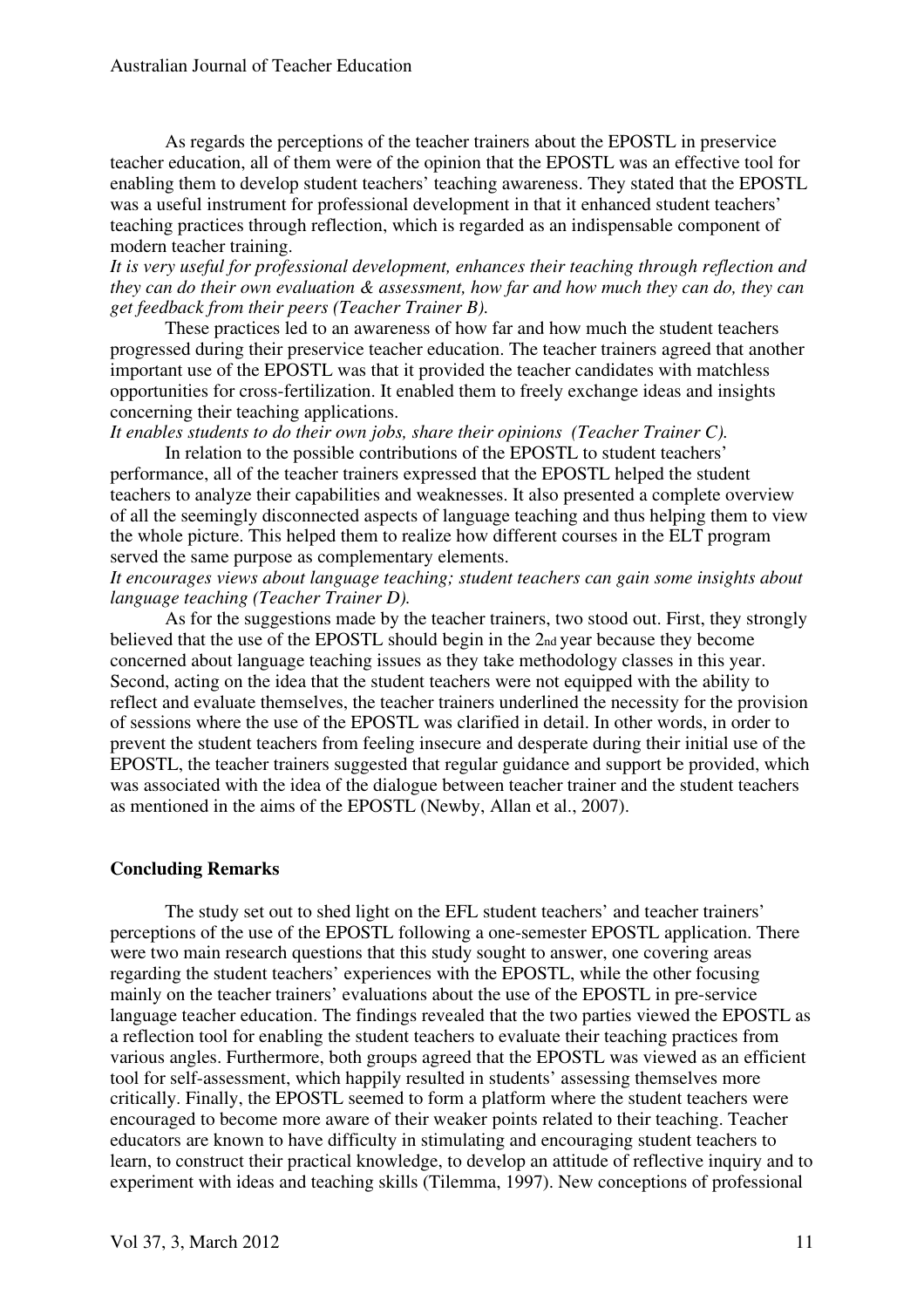As regards the perceptions of the teacher trainers about the EPOSTL in preservice teacher education, all of them were of the opinion that the EPOSTL was an effective tool for enabling them to develop student teachers' teaching awareness. They stated that the EPOSTL was a useful instrument for professional development in that it enhanced student teachers' teaching practices through reflection, which is regarded as an indispensable component of modern teacher training.

*It is very useful for professional development, enhances their teaching through reflection and they can do their own evaluation & assessment, how far and how much they can do, they can get feedback from their peers (Teacher Trainer B).*

These practices led to an awareness of how far and how much the student teachers progressed during their preservice teacher education. The teacher trainers agreed that another important use of the EPOSTL was that it provided the teacher candidates with matchless opportunities for cross-fertilization. It enabled them to freely exchange ideas and insights concerning their teaching applications.

*It enables students to do their own jobs, share their opinions (Teacher Trainer C).*

In relation to the possible contributions of the EPOSTL to student teachers' performance, all of the teacher trainers expressed that the EPOSTL helped the student teachers to analyze their capabilities and weaknesses. It also presented a complete overview of all the seemingly disconnected aspects of language teaching and thus helping them to view the whole picture. This helped them to realize how different courses in the ELT program served the same purpose as complementary elements.

*It encourages views about language teaching; student teachers can gain some insights about language teaching (Teacher Trainer D).*

As for the suggestions made by the teacher trainers, two stood out. First, they strongly believed that the use of the EPOSTL should begin in the 2nd year because they become concerned about language teaching issues as they take methodology classes in this year. Second, acting on the idea that the student teachers were not equipped with the ability to reflect and evaluate themselves, the teacher trainers underlined the necessity for the provision of sessions where the use of the EPOSTL was clarified in detail. In other words, in order to prevent the student teachers from feeling insecure and desperate during their initial use of the EPOSTL, the teacher trainers suggested that regular guidance and support be provided, which was associated with the idea of the dialogue between teacher trainer and the student teachers as mentioned in the aims of the EPOSTL (Newby, Allan et al., 2007).

## Concluding Remarks

The study set out to shed light on the EFL student teachers' and teacher trainers' perceptions of the use of the EPOSTL following a one-semester EPOSTL application. There were two main research questions that this study sought to answer, one covering areas regarding the student teachers' experiences with the EPOSTL, while the other focusing mainly on the teacher trainers' evaluations about the use of the EPOSTL in pre-service language teacher education. The findings revealed that the two parties viewed the EPOSTL as a reflection tool for enabling the student teachers to evaluate their teaching practices from various angles. Furthermore, both groups agreed that the EPOSTL was viewed as an efficient tool for self-assessment, which happily resulted in students' assessing themselves more critically. Finally, the EPOSTL seemed to form a platform where the student teachers were encouraged to become more aware of their weaker points related to their teaching. Teacher educators are known to have difficulty in stimulating and encouraging student teachers to learn, to construct their practical knowledge, to develop an attitude of reflective inquiry and to experiment with ideas and teaching skills (Tilemma, 1997). New conceptions of professional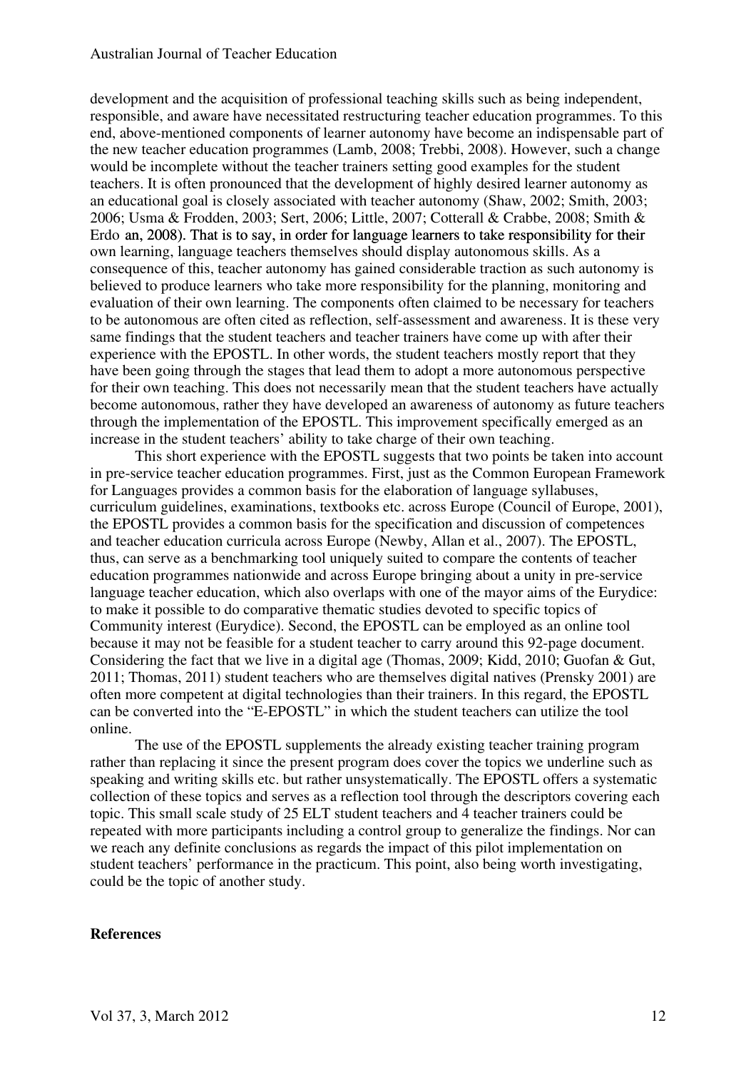development and the acquisition of professional teaching skills such as being independent, responsible, and aware have necessitated restructuring teacher education programmes. To this end, above-mentioned components of learner autonomy have become an indispensable part of the new teacher education programmes (Lamb, 2008; Trebbi, 2008). However, such a change would be incomplete without the teacher trainers setting good examples for the student teachers. It is often pronounced that the development of highly desired learner autonomy as an educational goal is closely associated with teacher autonomy (Shaw, 2002; Smith, 2003; 2006; Usma & Frodden, 2003; Sert, 2006; Little, 2007; Cotterall & Crabbe, 2008; Smith & Erdo an, 2008). That is to say, in order for language learners to take responsibility for their own learning, language teachers themselves should display autonomous skills. As a consequence of this, teacher autonomy has gained considerable traction as such autonomy is believed to produce learners who take more responsibility for the planning, monitoring and evaluation of their own learning. The components often claimed to be necessary for teachers to be autonomous are often cited as reflection, self-assessment and awareness. It is these very same findings that the student teachers and teacher trainers have come up with after their experience with the EPOSTL. In other words, the student teachers mostly report that they have been going through the stages that lead them to adopt a more autonomous perspective for their own teaching. This does not necessarily mean that the student teachers have actually become autonomous, rather they have developed an awareness of autonomy as future teachers through the implementation of the EPOSTL. This improvement specifically emerged as an increase in the student teachers' ability to take charge of their own teaching.

This short experience with the EPOSTL suggests that two points be taken into account in pre-service teacher education programmes. First, just as the Common European Framework for Languages provides a common basis for the elaboration of language syllabuses, curriculum guidelines, examinations, textbooks etc. across Europe (Council of Europe, 2001), the EPOSTL provides a common basis for the specification and discussion of competences and teacher education curricula across Europe (Newby, Allan et al., 2007). The EPOSTL, thus, can serve as a benchmarking tool uniquely suited to compare the contents of teacher education programmes nationwide and across Europe bringing about a unity in pre-service language teacher education, which also overlaps with one of the mayor aims of the Eurydice: to make it possible to do comparative thematic studies devoted to specific topics of Community interest (Eurydice). Second, the EPOSTL can be employed as an online tool because it may not be feasible for a student teacher to carry around this 92-page document. Considering the fact that we live in a digital age (Thomas, 2009; Kidd, 2010; Guofan & Gut, 2011; Thomas, 2011) student teachers who are themselves digital natives (Prensky 2001) are often more competent at digital technologies than their trainers. In this regard, the EPOSTL can be converted into the "E-EPOSTL" in which the student teachers can utilize the tool online.

The use of the EPOSTL supplements the already existing teacher training program rather than replacing it since the present program does cover the topics we underline such as speaking and writing skills etc. but rather unsystematically. The EPOSTL offers a systematic collection of these topics and serves as a reflection tool through the descriptors covering each topic. This small scale study of 25 ELT student teachers and 4 teacher trainers could be repeated with more participants including a control group to generalize the findings. Nor can we reach any definite conclusions as regards the impact of this pilot implementation on student teachers' performance in the practicum. This point, also being worth investigating, could be the topic of another study.

**References**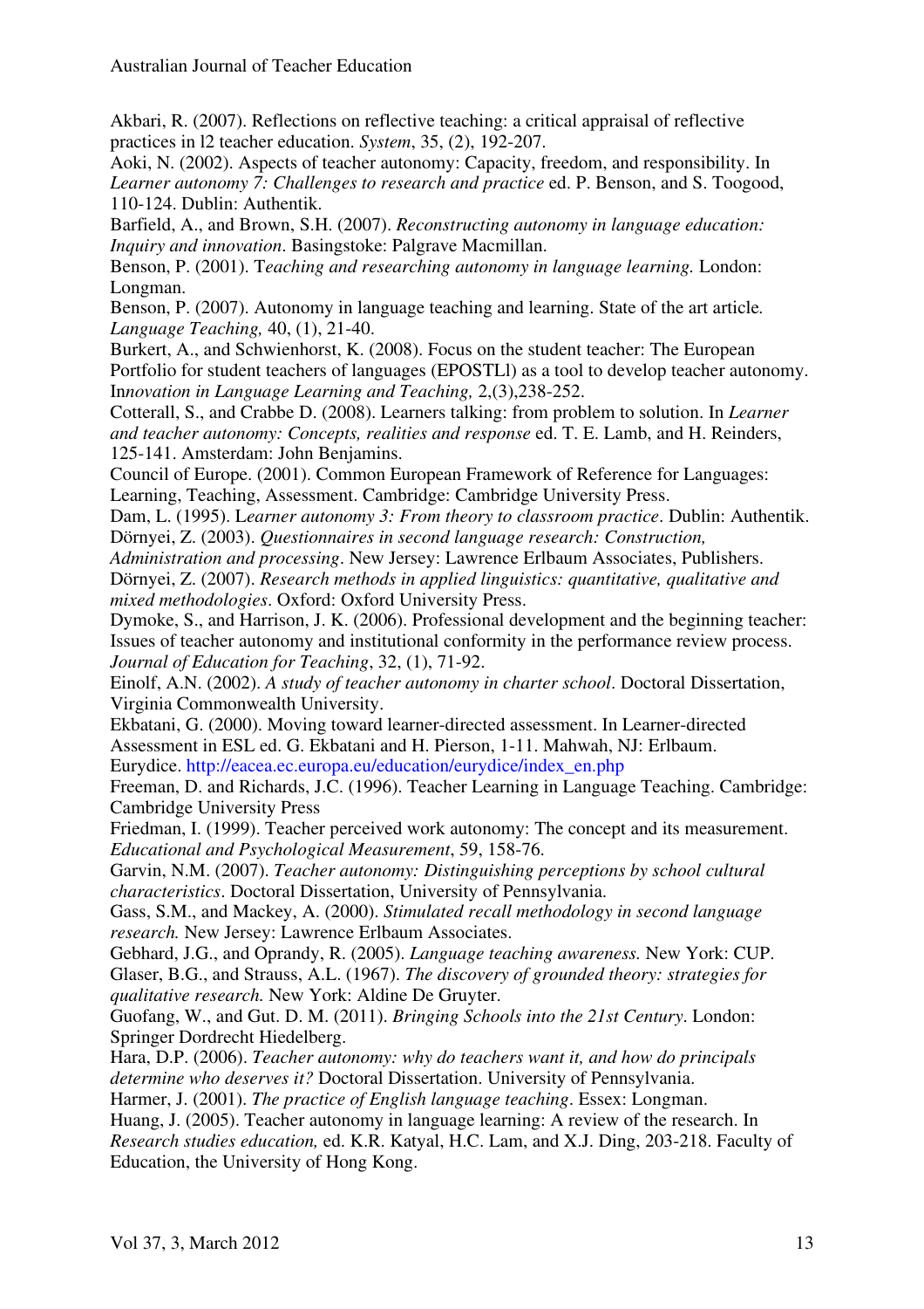Akbari, R. (2007). Reflections on reflective teaching: a critical appraisal of reflective practices in l2 teacher education. *System*, 35, (2), 192-207.

Aoki, N. (2002). Aspects of teacher autonomy: Capacity, freedom, and responsibility. In *Learner autonomy 7: Challenges to research and practice* ed. P. Benson, and S. Toogood, 110-124. Dublin: Authentik.

Barfield, A., and Brown, S.H. (2007). *Reconstructing autonomy in language education: Inquiry and innovation*. Basingstoke: Palgrave Macmillan.

Benson, P. (2001). T*eaching and researching autonomy in language learning.* London: Longman.

Benson, P. (2007). Autonomy in language teaching and learning. State of the art article*. Language Teaching,* 40, (1), 21-40.

Burkert, A., and Schwienhorst, K. (2008). Focus on the student teacher: The European Portfolio for student teachers of languages (EPOSTLl) as a tool to develop teacher autonomy. In*novation in Language Learning and Teaching,* 2,(3),238-252.

Cotterall, S., and Crabbe D. (2008). Learners talking: from problem to solution. In *Learner and teacher autonomy: Concepts, realities and response* ed. T. E. Lamb, and H. Reinders, 125-141. Amsterdam: John Benjamins.

Council of Europe. (2001). Common European Framework of Reference for Languages: Learning, Teaching, Assessment. Cambridge: Cambridge University Press.

Dam, L. (1995). L*earner autonomy 3: From theory to classroom practice*. Dublin: Authentik.

Dörnyei, Z. (2003). *Questionnaires in second language research: Construction, Administration and processing*. New Jersey: Lawrence Erlbaum Associates, Publishers.

Dörnyei, Z. (2007). *Research methods in applied linguistics: quantitative, qualitative and mixed methodologies*. Oxford: Oxford University Press.

Dymoke, S., and Harrison, J. K. (2006). Professional development and the beginning teacher: Issues of teacher autonomy and institutional conformity in the performance review process. *Journal of Education for Teaching*, 32, (1), 71-92.

Einolf, A.N. (2002). *A study of teacher autonomy in charter school*. Doctoral Dissertation, Virginia Commonwealth University.

Ekbatani, G. (2000). Moving toward learner-directed assessment. In Learner-directed Assessment in ESL ed. G. Ekbatani and H. Pierson, 1-11. Mahwah, NJ: Erlbaum.

Eurydice. http://eacea.ec.europa.eu/education/eurydice/index_en.php

Freeman, D. and Richards, J.C. (1996). Teacher Learning in Language Teaching. Cambridge: Cambridge University Press

Friedman, I. (1999). Teacher perceived work autonomy: The concept and its measurement. *Educational and Psychological Measurement*, 59, 158-76.

Garvin, N.M. (2007). *Teacher autonomy: Distinguishing perceptions by school cultural characteristics*. Doctoral Dissertation, University of Pennsylvania.

Gass, S.M., and Mackey, A. (2000). *Stimulated recall methodology in second language research.* New Jersey: Lawrence Erlbaum Associates.

Gebhard, J.G., and Oprandy, R. (2005). *Language teaching awareness.* New York: CUP.

Glaser, B.G., and Strauss, A.L. (1967). *The discovery of grounded theory: strategies for qualitative research.* New York: Aldine De Gruyter.

Guofang, W., and Gut. D. M. (2011). *Bringing Schools into the 21st Century*. London: Springer Dordrecht Hiedelberg.

Hara, D.P. (2006). *Teacher autonomy: why do teachers want it, and how do principals determine who deserves it?* Doctoral Dissertation. University of Pennsylvania.

Harmer, J. (2001). *The practice of English language teaching*. Essex: Longman.

Huang, J. (2005). Teacher autonomy in language learning: A review of the research. In *Research studies education,* ed. K.R. Katyal, H.C. Lam, and X.J. Ding, 203-218. Faculty of Education, the University of Hong Kong.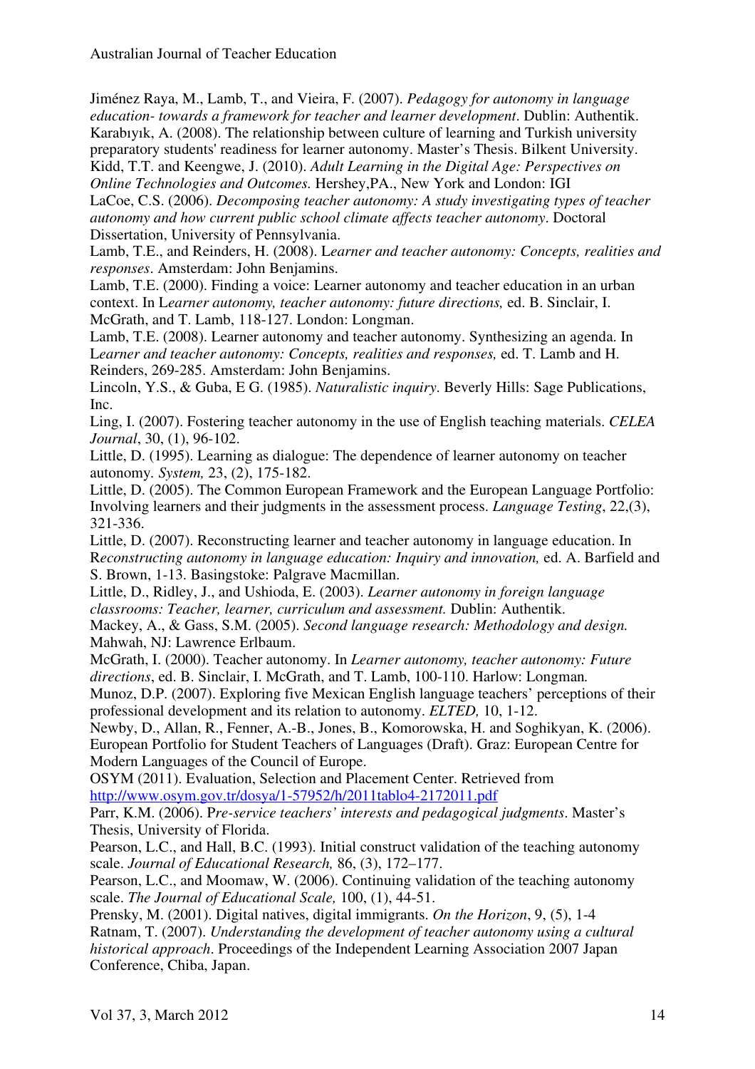Jiménez Raya, M., Lamb, T., and Vieira, F. (2007). *Pedagogy for autonomy in language education- towards a framework for teacher and learner development*. Dublin: Authentik.

Karabıyık, A. (2008). The relationship between culture of learning and Turkish university preparatory students' readiness for learner autonomy. Master's Thesis. Bilkent University.

Kidd, T.T. and Keengwe, J. (2010). *Adult Learning in the Digital Age: Perspectives on Online Technologies and Outcomes.* Hershey,PA., New York and London: IGI

LaCoe, C.S. (2006). *Decomposing teacher autonomy: A study investigating types of teacher autonomy and how current public school climate affects teacher autonomy*. Doctoral Dissertation, University of Pennsylvania.

Lamb, T.E., and Reinders, H. (2008). L*earner and teacher autonomy: Concepts, realities and responses*. Amsterdam: John Benjamins.

Lamb, T.E. (2000). Finding a voice: Learner autonomy and teacher education in an urban context. In L*earner autonomy, teacher autonomy: future directions,* ed. B. Sinclair, I. McGrath, and T. Lamb, 118-127. London: Longman.

Lamb, T.E. (2008). Learner autonomy and teacher autonomy. Synthesizing an agenda. In L*earner and teacher autonomy: Concepts, realities and responses,* ed. T. Lamb and H. Reinders, 269-285. Amsterdam: John Benjamins.

Lincoln, Y.S., & Guba, E G. (1985). *Naturalistic inquiry*. Beverly Hills: Sage Publications, Inc.

Ling, I. (2007). Fostering teacher autonomy in the use of English teaching materials. *CELEA Journal*, 30, (1), 96-102.

Little, D. (1995). Learning as dialogue: The dependence of learner autonomy on teacher autonomy. *System,* 23, (2), 175-182.

Little, D. (2005). The Common European Framework and the European Language Portfolio: Involving learners and their judgments in the assessment process. *Language Testing*, 22,(3), 321-336.

Little, D. (2007). Reconstructing learner and teacher autonomy in language education. In R*econstructing autonomy in language education: Inquiry and innovation,* ed. A. Barfield and S. Brown, 1-13. Basingstoke: Palgrave Macmillan.

Little, D., Ridley, J., and Ushioda, E. (2003). *Learner autonomy in foreign language classrooms: Teacher, learner, curriculum and assessment.* Dublin: Authentik.

Mackey, A., & Gass, S.M. (2005). *Second language research: Methodology and design.* Mahwah, NJ: Lawrence Erlbaum.

McGrath, I. (2000). Teacher autonomy. In *Learner autonomy, teacher autonomy: Future directions*, ed. B. Sinclair, I. McGrath, and T. Lamb, 100-110. Harlow: Longman.

Munoz, D.P. (2007). Exploring five Mexican English language teachers' perceptions of their professional development and its relation to autonomy. *ELTED,* 10, 1-12.

Newby, D., Allan, R., Fenner, A.-B., Jones, B., Komorowska, H. and Soghikyan, K. (2006). European Portfolio for Student Teachers of Languages (Draft). Graz: European Centre for Modern Languages of the Council of Europe.

OSYM (2011). Evaluation, Selection and Placement Center. Retrieved from http://www.osym.gov.tr/dosya/1-57952/h/2011tablo4-2172011.pdf

Parr, K.M. (2006). P*re-service teachers' interests and pedagogical judgments*. Master's Thesis, University of Florida.

Pearson, L.C., and Hall, B.C. (1993). Initial construct validation of the teaching autonomy scale. *Journal of Educational Research,* 86, (3), 172–177.

Pearson, L.C., and Moomaw, W. (2006). Continuing validation of the teaching autonomy scale. *The Journal of Educational Scale,* 100, (1), 44-51.

Prensky, M. (2001). Digital natives, digital immigrants. *On the Horizon*, 9, (5), 1-4

Ratnam, T. (2007). *Understanding the development of teacher autonomy using a cultural historical approach*. Proceedings of the Independent Learning Association 2007 Japan Conference, Chiba, Japan.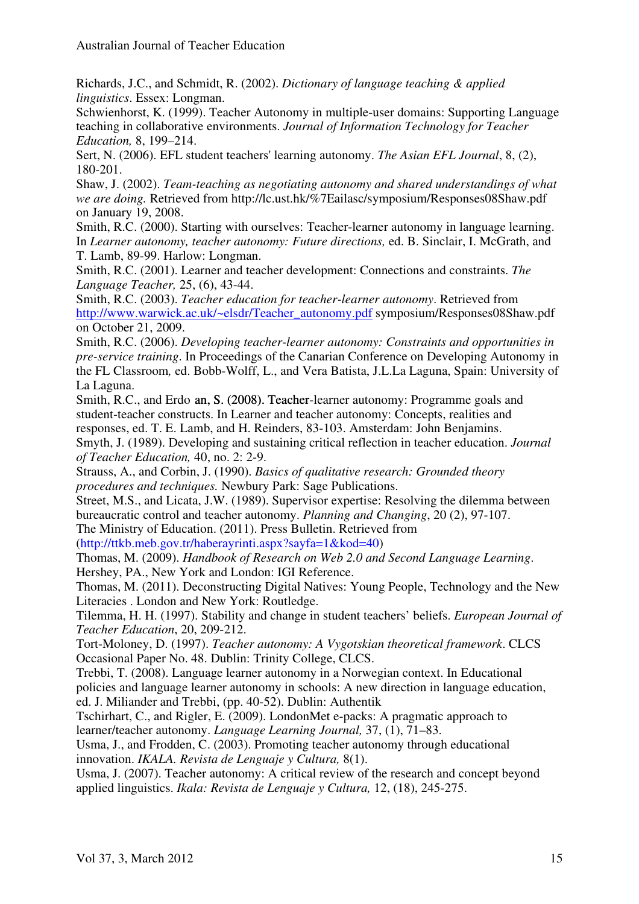Richards, J.C., and Schmidt, R. (2002). *Dictionary of language teaching & applied linguistics*. Essex: Longman.

Schwienhorst, K. (1999). Teacher Autonomy in multiple-user domains: Supporting Language teaching in collaborative environments. *Journal of Information Technology for Teacher Education,* 8, 199–214.

Sert, N. (2006). EFL student teachers' learning autonomy. *The Asian EFL Journal*, 8, (2), 180-201.

Shaw, J. (2002). *Team-teaching as negotiating autonomy and shared understandings of what we are doing.* Retrieved from http://lc.ust.hk/%7Eailasc/symposium/Responses08Shaw.pdf on January 19, 2008.

Smith, R.C. (2000). Starting with ourselves: Teacher-learner autonomy in language learning. In *Learner autonomy, teacher autonomy: Future directions,* ed. B. Sinclair, I. McGrath, and T. Lamb, 89-99. Harlow: Longman.

Smith, R.C. (2001). Learner and teacher development: Connections and constraints. *The Language Teacher,* 25, (6), 43-44.

Smith, R.C. (2003). *Teacher education for teacher-learner autonomy*. Retrieved from http://www.warwick.ac.uk/~elsdr/Teacher_autonomy.pdf symposium/Responses08Shaw.pdf on October 21, 2009.

Smith, R.C. (2006). *Developing teacher-learner autonomy: Constraints and opportunities in pre-service training*. In Proceedings of the Canarian Conference on Developing Autonomy in the FL Classroom*,* ed. Bobb-Wolff, L., and Vera Batista, J.L.La Laguna, Spain: University of La Laguna.

Smith, R.C., and Erdo an, S. (2008). Teacher-learner autonomy: Programme goals and student-teacher constructs. In Learner and teacher autonomy: Concepts, realities and responses, ed. T. E. Lamb, and H. Reinders, 83-103. Amsterdam: John Benjamins.

Smyth, J. (1989). Developing and sustaining critical reflection in teacher education. *Journal of Teacher Education,* 40, no. 2: 2-9.

Strauss, A., and Corbin, J. (1990). *Basics of qualitative research: Grounded theory procedures and techniques.* Newbury Park: Sage Publications.

Street, M.S., and Licata, J.W. (1989). Supervisor expertise: Resolving the dilemma between bureaucratic control and teacher autonomy. *Planning and Changing*, 20 (2), 97-107.

The Ministry of Education. (2011). Press Bulletin. Retrieved from (http://ttkb.meb.gov.tr/haberayrinti.aspx?sayfa=1&kod=40)

Thomas, M. (2009). *Handbook of Research on Web 2.0 and Second Language Learning*. Hershey, PA., New York and London: IGI Reference.

Thomas, M. (2011). Deconstructing Digital Natives: Young People, Technology and the New Literacies . London and New York: Routledge.

Tilemma, H. H. (1997). Stability and change in student teachers' beliefs. *European Journal of Teacher Education*, 20, 209-212.

Tort-Moloney, D. (1997). *Teacher autonomy: A Vygotskian theoretical framework*. CLCS Occasional Paper No. 48. Dublin: Trinity College, CLCS.

Trebbi, T. (2008). Language learner autonomy in a Norwegian context. In Educational policies and language learner autonomy in schools: A new direction in language education, ed. J. Miliander and Trebbi, (pp. 40-52). Dublin: Authentik

Tschirhart, C., and Rigler, E. (2009). LondonMet e-packs: A pragmatic approach to learner/teacher autonomy. *Language Learning Journal,* 37, (1), 71–83.

Usma, J., and Frodden, C. (2003). Promoting teacher autonomy through educational innovation. *IKALA. Revista de Lenguaje y Cultura,* 8(1).

Usma, J. (2007). Teacher autonomy: A critical review of the research and concept beyond applied linguistics. *Ikala: Revista de Lenguaje y Cultura,* 12, (18), 245-275.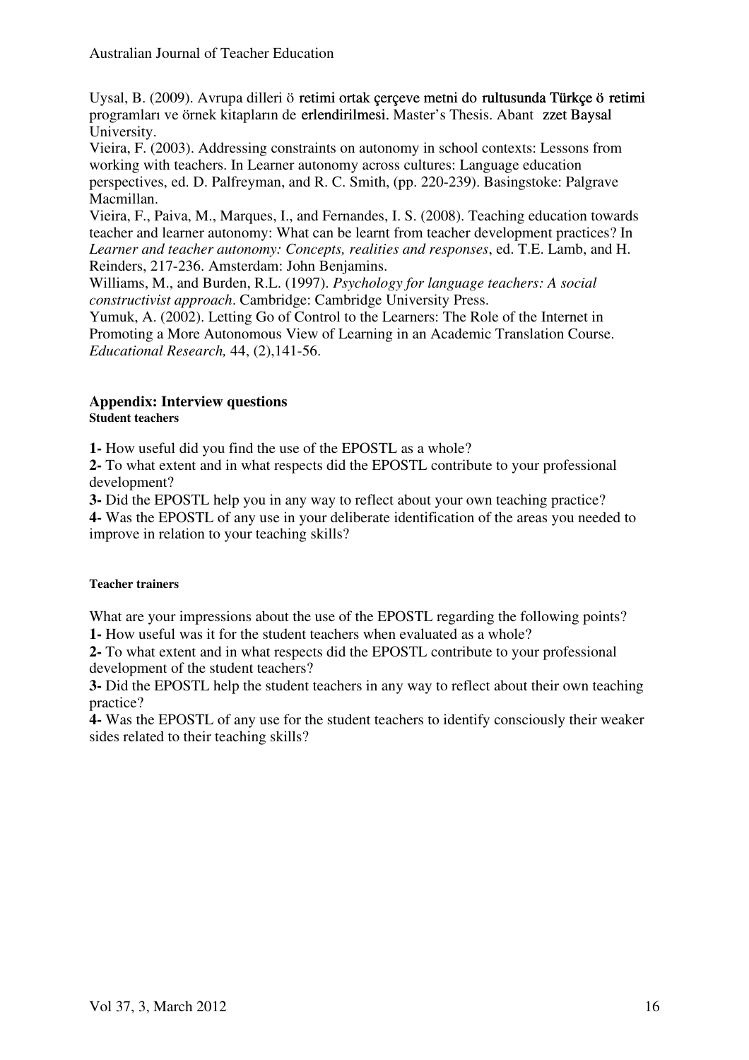Uysal, B. (2009). Avrupa dilleri ö retimi ortak çerçeve metni do rultusunda Türkçe ö retimi programları ve örnek kitapların de erlendirilmesi. Master's Thesis. Abant zzet Baysal University.

Vieira, F. (2003). Addressing constraints on autonomy in school contexts: Lessons from working with teachers. In Learner autonomy across cultures: Language education perspectives, ed. D. Palfreyman, and R. C. Smith, (pp. 220-239). Basingstoke: Palgrave Macmillan.

Vieira, F., Paiva, M., Marques, I., and Fernandes, I. S. (2008). Teaching education towards teacher and learner autonomy: What can be learnt from teacher development practices? In *Learner and teacher autonomy: Concepts, realities and responses*, ed. T.E. Lamb, and H. Reinders, 217-236. Amsterdam: John Benjamins.

Williams, M., and Burden, R.L. (1997). *Psychology for language teachers: A social constructivist approach*. Cambridge: Cambridge University Press.

Yumuk, A. (2002). Letting Go of Control to the Learners: The Role of the Internet in Promoting a More Autonomous View of Learning in an Academic Translation Course. *Educational Research,* 44, (2),141-56.

## Appendix: Interview questions

#### Student teachers

**1-** How useful did you find the use of the EPOSTL as a whole?

**2-** To what extent and in what respects did the EPOSTL contribute to your professional development?

**3-** Did the EPOSTL help you in any way to reflect about your own teaching practice?

**4-** Was the EPOSTL of any use in your deliberate identification of the areas you needed to improve in relation to your teaching skills?

#### Teacher trainers

What are your impressions about the use of the EPOSTL regarding the following points?

**1-** How useful was it for the student teachers when evaluated as a whole?

**2-** To what extent and in what respects did the EPOSTL contribute to your professional development of the student teachers?

**3-** Did the EPOSTL help the student teachers in any way to reflect about their own teaching practice?

**4-** Was the EPOSTL of any use for the student teachers to identify consciously their weaker sides related to their teaching skills?